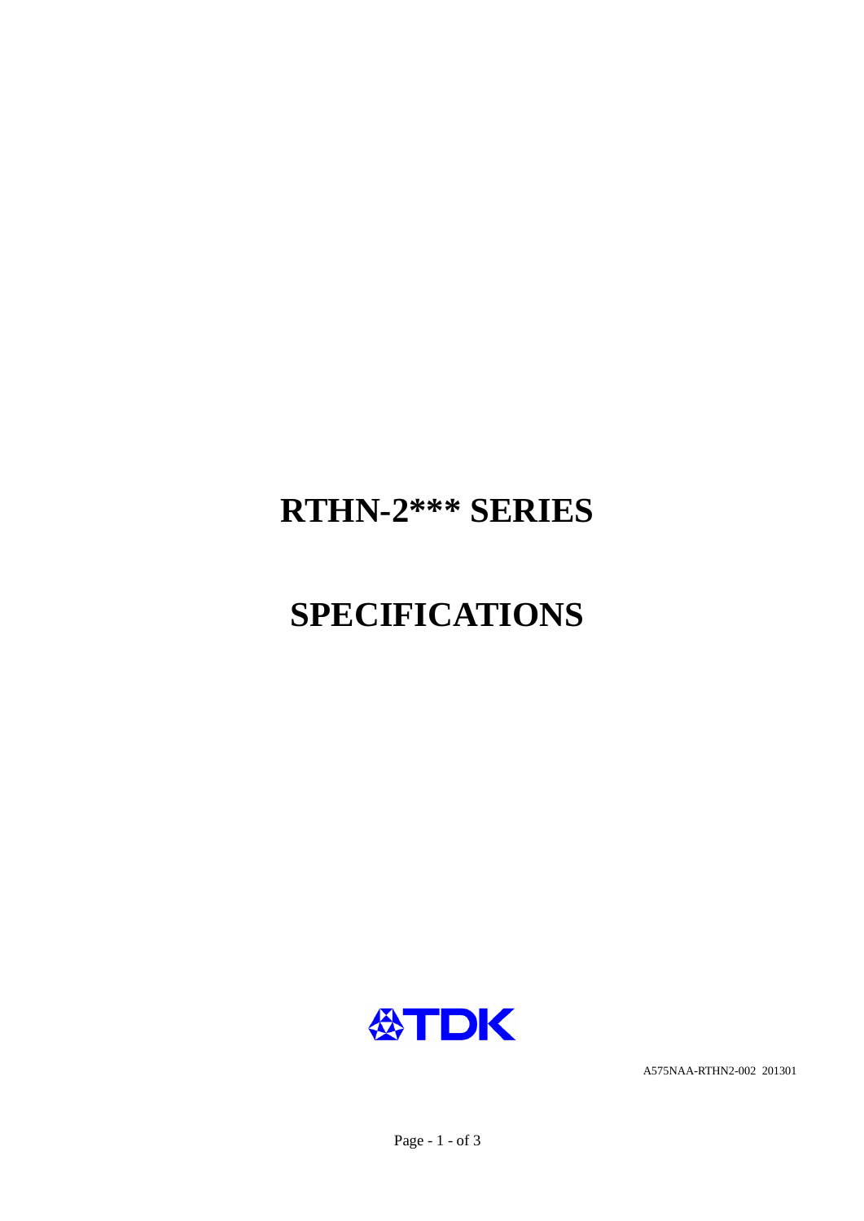# RTHN-2*** SERIES

# SPECIFICATIONS

TDK

A575NAA-RTHN2-002 201301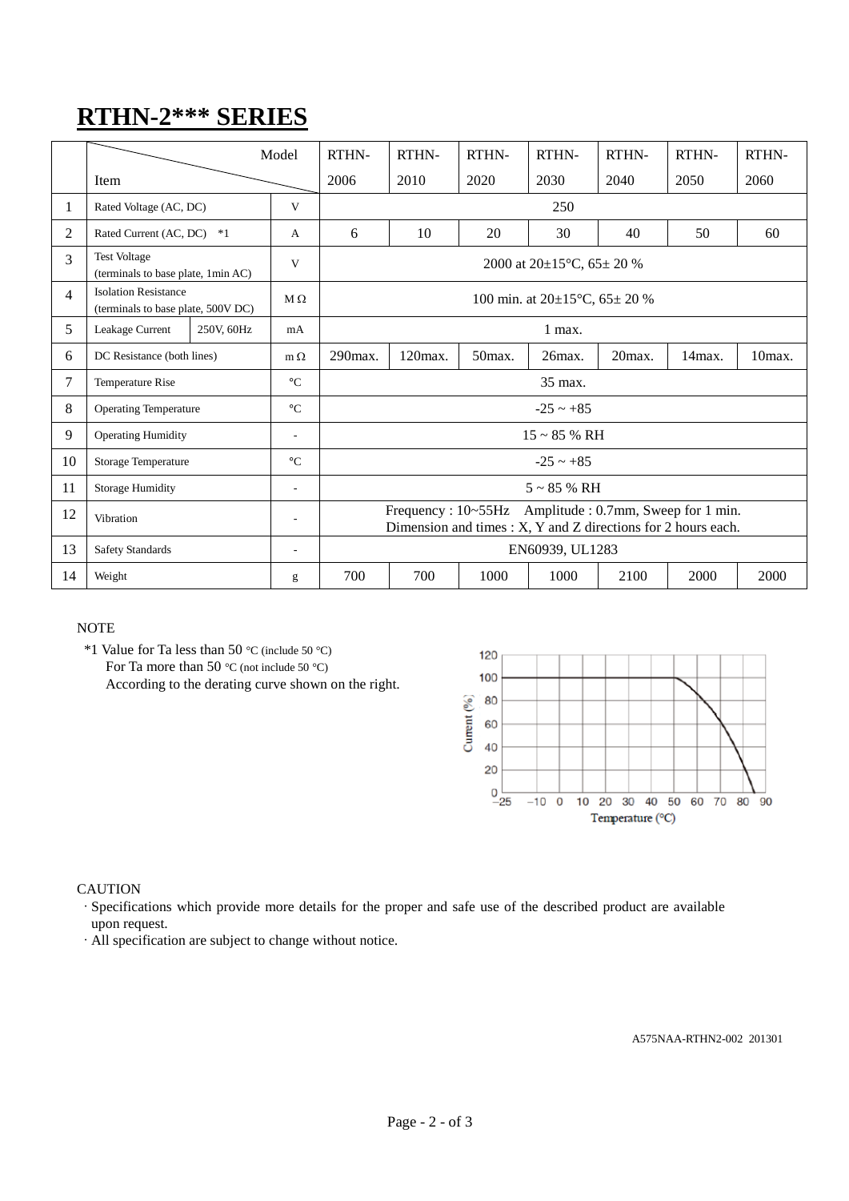# RTHN-2*** SERIES

| | Item / Model | | | RTHN-2006 | RTHN-2010 | RTHN-2020 | RTHN-2030 | RTHN-2040 | RTHN-2050 | RTHN-2060 |
|---|---|---|---|---|---|---|---|---|---|---|
| 1 | Rated Voltage (AC, DC) | | V | 250 | | | | | | |
| 2 | Rated Current (AC, DC) *1 | | A | 6 | 10 | 20 | 30 | 40 | 50 | 60 |
| 3 | Test Voltage (terminals to base plate, 1min AC) | | V | 2000 at 20±15°C, 65± 20 % | | | | | | |
| 4 | Isolation Resistance (terminals to base plate, 500V DC) | | M Ω | 100 min. at 20±15°C, 65± 20 % | | | | | | |
| 5 | Leakage Current | 250V, 60Hz | mA | 1 max. | | | | | | |
| 6 | DC Resistance (both lines) | | m Ω | 290max. | 120max. | 50max. | 26max. | 20max. | 14max. | 10max. |
| 7 | Temperature Rise | | °C | 35 max. | | | | | | |
| 8 | Operating Temperature | | °C | -25 ~ +85 | | | | | | |
| 9 | Operating Humidity | | - | 15 ~ 85 % RH | | | | | | |
| 10 | Storage Temperature | | °C | -25 ~ +85 | | | | | | |
| 11 | Storage Humidity | | - | 5 ~ 85 % RH | | | | | | |
| 12 | Vibration | | - | Frequency : 10~55Hz Amplitude : 0.7mm, Sweep for 1 min. Dimension and times : X, Y and Z directions for 2 hours each. | | | | | | |
| 13 | Safety Standards | | - | EN60939, UL1283 | | | | | | |
| 14 | Weight | | g | 700 | 700 | 1000 | 1000 | 2100 | 2000 | 2000 |

NOTE

*1 Value for Ta less than 50 °C (include 50 °C)
For Ta more than 50 °C (not include 50 °C)
According to the derating curve shown on the right.

CAUTION

- Specifications which provide more details for the proper and safe use of the described product are available upon request.
- All specification are subject to change without notice.

A575NAA-RTHN2-002 201301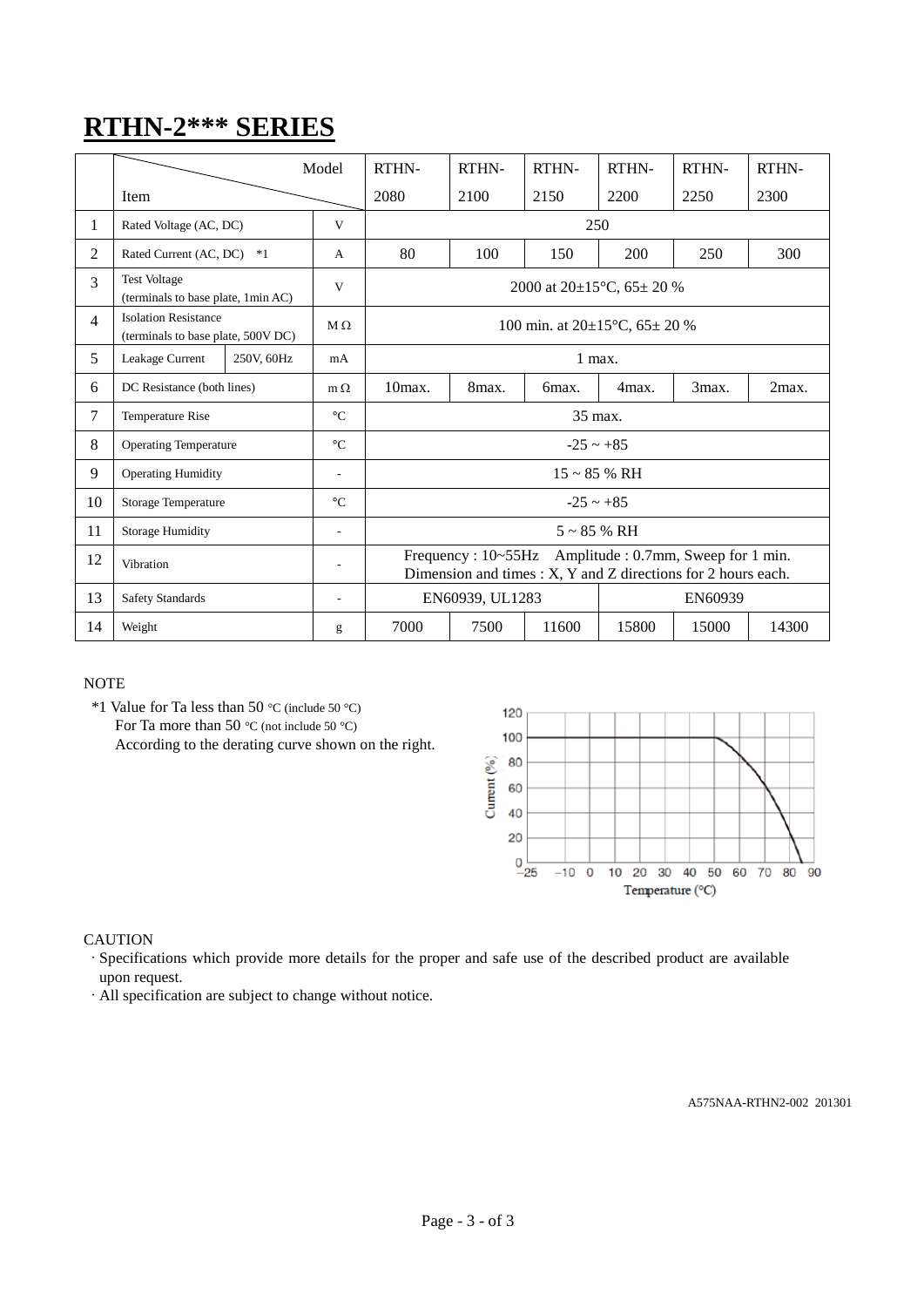# RTHN-2*** SERIES

| | Item \ Model | | | RTHN-2080 | RTHN-2100 | RTHN-2150 | RTHN-2200 | RTHN-2250 | RTHN-2300 |
|---|---|---|---|---|---|---|---|---|---|
| 1 | Rated Voltage (AC, DC) | | V | 250 | | | | | |
| 2 | Rated Current (AC, DC) *1 | | A | 80 | 100 | 150 | 200 | 250 | 300 |
| 3 | Test Voltage (terminals to base plate, 1min AC) | | V | 2000 at 20±15°C, 65± 20 % | | | | | |
| 4 | Isolation Resistance (terminals to base plate, 500V DC) | | M Ω | 100 min. at 20±15°C, 65± 20 % | | | | | |
| 5 | Leakage Current | 250V, 60Hz | mA | 1 max. | | | | | |
| 6 | DC Resistance (both lines) | | m Ω | 10max. | 8max. | 6max. | 4max. | 3max. | 2max. |
| 7 | Temperature Rise | | °C | 35 max. | | | | | |
| 8 | Operating Temperature | | °C | -25 ~ +85 | | | | | |
| 9 | Operating Humidity | | - | 15 ~ 85 % RH | | | | | |
| 10 | Storage Temperature | | °C | -25 ~ +85 | | | | | |
| 11 | Storage Humidity | | - | 5 ~ 85 % RH | | | | | |
| 12 | Vibration | | - | Frequency : 10~55Hz Amplitude : 0.7mm, Sweep for 1 min. Dimension and times : X, Y and Z directions for 2 hours each. | | | | | |
| 13 | Safety Standards | | - | EN60939, UL1283 | | | EN60939 | | |
| 14 | Weight | | g | 7000 | 7500 | 11600 | 15800 | 15000 | 14300 |

NOTE

*1 Value for Ta less than 50 °C (include 50 °C)
For Ta more than 50 °C (not include 50 °C)
According to the derating curve shown on the right.

120
100
80
60
40
20
0
Current (%)
−25 −10 0 10 20 30 40 50 60 70 80 90
Temperature (°C)

CAUTION

· Specifications which provide more details for the proper and safe use of the described product are available upon request.
· All specification are subject to change without notice.

A575NAA-RTHN2-002 201301